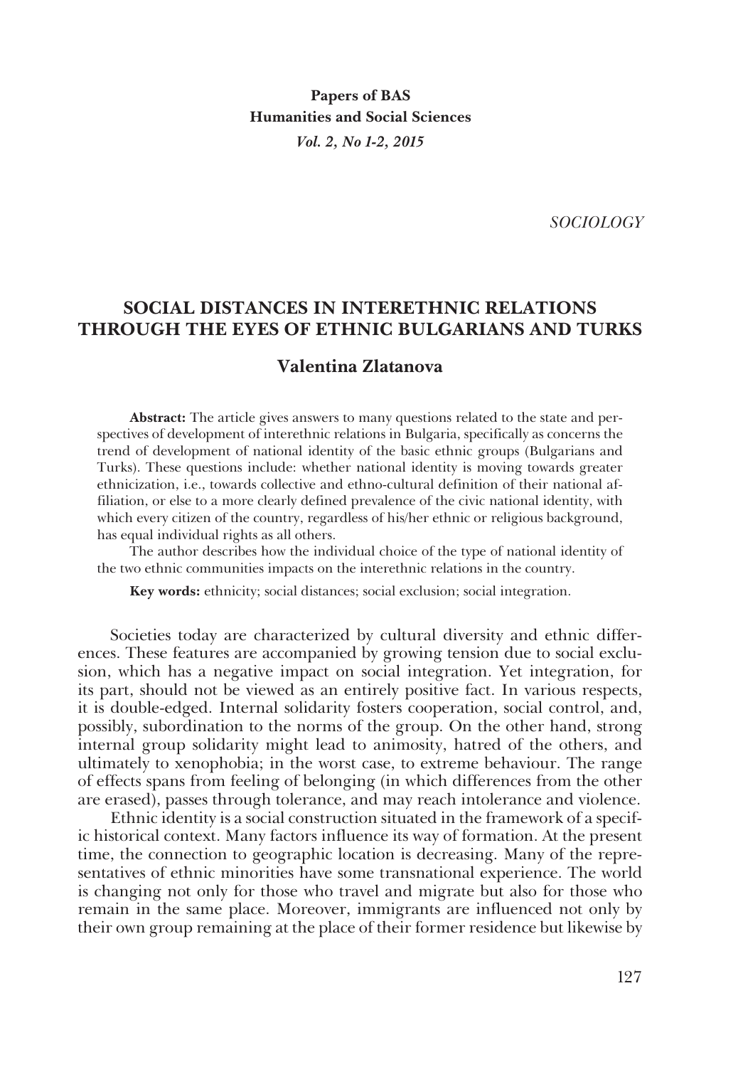**Papers of BAS**
**Humanities and Social Sciences**
*Vol. 2, No 1-2, 2015*

*SOCIOLOGY*

# SOCIAL DISTANCES IN INTERETHNIC RELATIONS THROUGH THE EYES OF ETHNIC BULGARIANS AND TURKS

## Valentina Zlatanova

**Abstract:** The article gives answers to many questions related to the state and perspectives of development of interethnic relations in Bulgaria, specifically as concerns the trend of development of national identity of the basic ethnic groups (Bulgarians and Turks). These questions include: whether national identity is moving towards greater ethnicization, i.e., towards collective and ethno-cultural definition of their national affiliation, or else to a more clearly defined prevalence of the civic national identity, with which every citizen of the country, regardless of his/her ethnic or religious background, has equal individual rights as all others.

The author describes how the individual choice of the type of national identity of the two ethnic communities impacts on the interethnic relations in the country.

**Key words:** ethnicity; social distances; social exclusion; social integration.

Societies today are characterized by cultural diversity and ethnic differences. These features are accompanied by growing tension due to social exclusion, which has a negative impact on social integration. Yet integration, for its part, should not be viewed as an entirely positive fact. In various respects, it is double-edged. Internal solidarity fosters cooperation, social control, and, possibly, subordination to the norms of the group. On the other hand, strong internal group solidarity might lead to animosity, hatred of the others, and ultimately to xenophobia; in the worst case, to extreme behaviour. The range of effects spans from feeling of belonging (in which differences from the other are erased), passes through tolerance, and may reach intolerance and violence.

Ethnic identity is a social construction situated in the framework of a specific historical context. Many factors influence its way of formation. At the present time, the connection to geographic location is decreasing. Many of the representatives of ethnic minorities have some transnational experience. The world is changing not only for those who travel and migrate but also for those who remain in the same place. Moreover, immigrants are influenced not only by their own group remaining at the place of their former residence but likewise by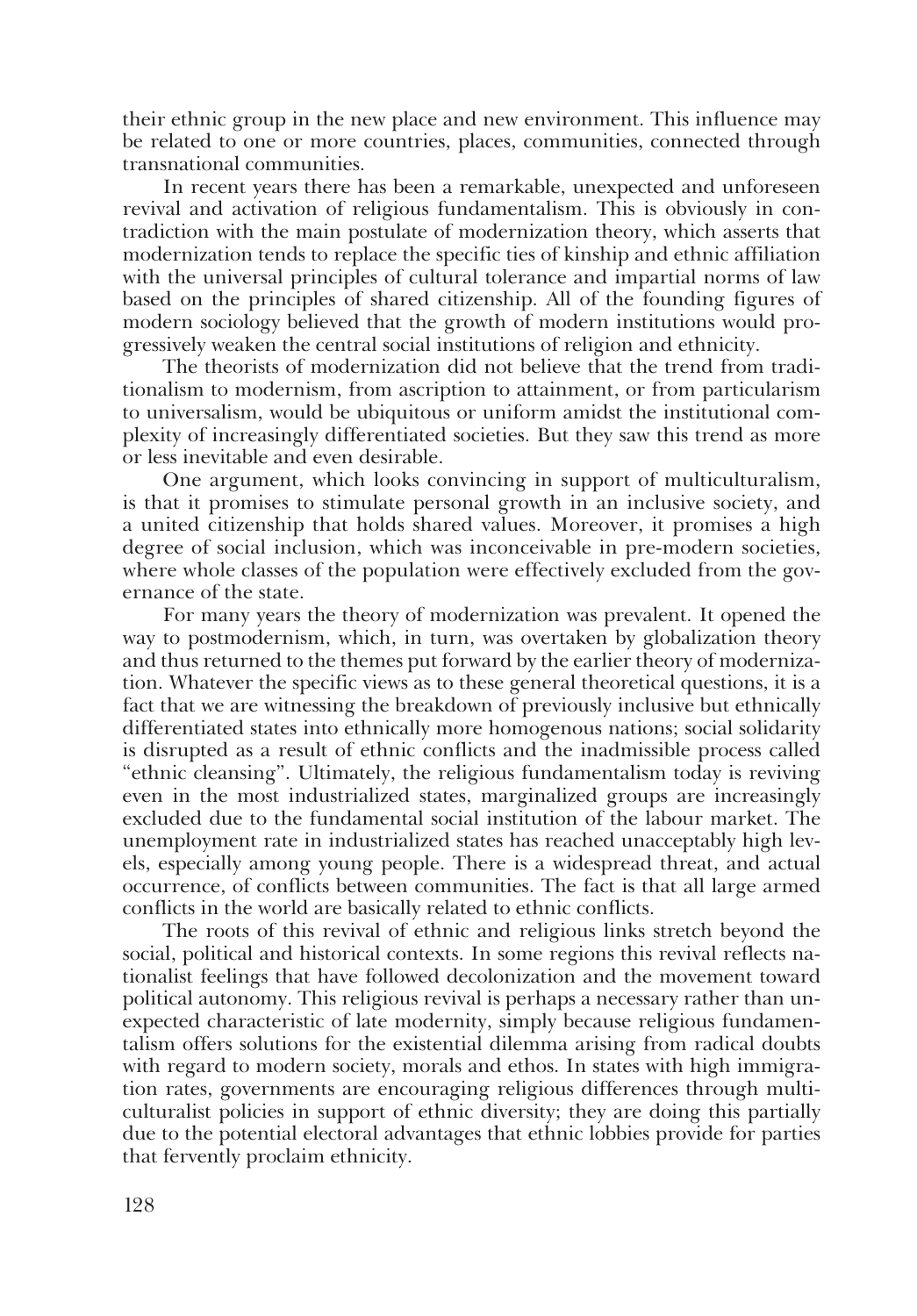their ethnic group in the new place and new environment. This influence may be related to one or more countries, places, communities, connected through transnational communities.

In recent years there has been a remarkable, unexpected and unforeseen revival and activation of religious fundamentalism. This is obviously in contradiction with the main postulate of modernization theory, which asserts that modernization tends to replace the specific ties of kinship and ethnic affiliation with the universal principles of cultural tolerance and impartial norms of law based on the principles of shared citizenship. All of the founding figures of modern sociology believed that the growth of modern institutions would progressively weaken the central social institutions of religion and ethnicity.

The theorists of modernization did not believe that the trend from traditionalism to modernism, from ascription to attainment, or from particularism to universalism, would be ubiquitous or uniform amidst the institutional complexity of increasingly differentiated societies. But they saw this trend as more or less inevitable and even desirable.

One argument, which looks convincing in support of multiculturalism, is that it promises to stimulate personal growth in an inclusive society, and a united citizenship that holds shared values. Moreover, it promises a high degree of social inclusion, which was inconceivable in pre-modern societies, where whole classes of the population were effectively excluded from the governance of the state.

For many years the theory of modernization was prevalent. It opened the way to postmodernism, which, in turn, was overtaken by globalization theory and thus returned to the themes put forward by the earlier theory of modernization. Whatever the specific views as to these general theoretical questions, it is a fact that we are witnessing the breakdown of previously inclusive but ethnically differentiated states into ethnically more homogenous nations; social solidarity is disrupted as a result of ethnic conflicts and the inadmissible process called "ethnic cleansing". Ultimately, the religious fundamentalism today is reviving even in the most industrialized states, marginalized groups are increasingly excluded due to the fundamental social institution of the labour market. The unemployment rate in industrialized states has reached unacceptably high levels, especially among young people. There is a widespread threat, and actual occurrence, of conflicts between communities. The fact is that all large armed conflicts in the world are basically related to ethnic conflicts.

The roots of this revival of ethnic and religious links stretch beyond the social, political and historical contexts. In some regions this revival reflects nationalist feelings that have followed decolonization and the movement toward political autonomy. This religious revival is perhaps a necessary rather than unexpected characteristic of late modernity, simply because religious fundamentalism offers solutions for the existential dilemma arising from radical doubts with regard to modern society, morals and ethos. In states with high immigration rates, governments are encouraging religious differences through multiculturalist policies in support of ethnic diversity; they are doing this partially due to the potential electoral advantages that ethnic lobbies provide for parties that fervently proclaim ethnicity.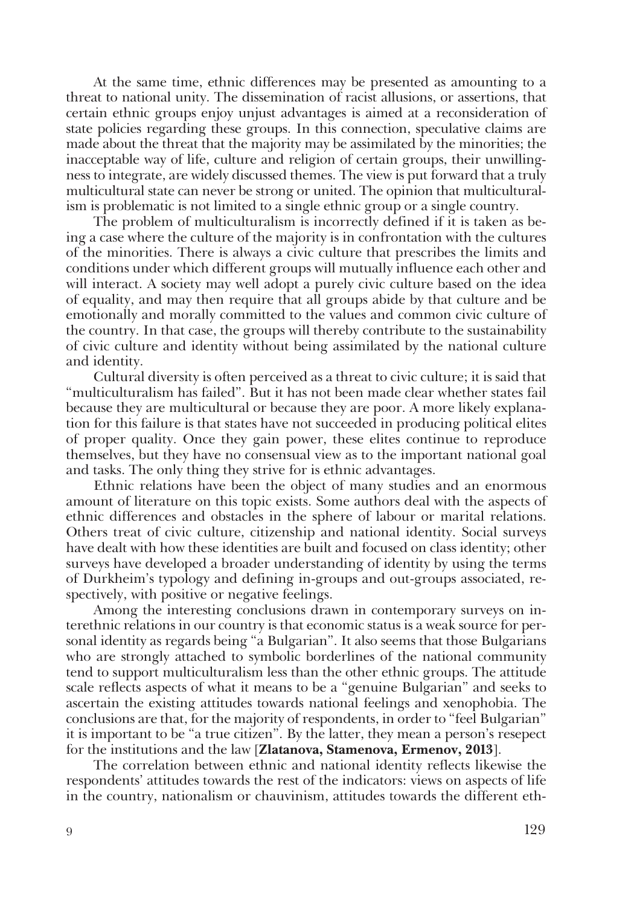At the same time, ethnic differences may be presented as amounting to a threat to national unity. The dissemination of racist allusions, or assertions, that certain ethnic groups enjoy unjust advantages is aimed at a reconsideration of state policies regarding these groups. In this connection, speculative claims are made about the threat that the majority may be assimilated by the minorities; the inacceptable way of life, culture and religion of certain groups, their unwillingness to integrate, are widely discussed themes. The view is put forward that a truly multicultural state can never be strong or united. The opinion that multiculturalism is problematic is not limited to a single ethnic group or a single country.

The problem of multiculturalism is incorrectly defined if it is taken as being a case where the culture of the majority is in confrontation with the cultures of the minorities. There is always a civic culture that prescribes the limits and conditions under which different groups will mutually influence each other and will interact. A society may well adopt a purely civic culture based on the idea of equality, and may then require that all groups abide by that culture and be emotionally and morally committed to the values and common civic culture of the country. In that case, the groups will thereby contribute to the sustainability of civic culture and identity without being assimilated by the national culture and identity.

Cultural diversity is often perceived as a threat to civic culture; it is said that "multiculturalism has failed". But it has not been made clear whether states fail because they are multicultural or because they are poor. A more likely explanation for this failure is that states have not succeeded in producing political elites of proper quality. Once they gain power, these elites continue to reproduce themselves, but they have no consensual view as to the important national goal and tasks. The only thing they strive for is ethnic advantages.

Ethnic relations have been the object of many studies and an enormous amount of literature on this topic exists. Some authors deal with the aspects of ethnic differences and obstacles in the sphere of labour or marital relations. Others treat of civic culture, citizenship and national identity. Social surveys have dealt with how these identities are built and focused on class identity; other surveys have developed a broader understanding of identity by using the terms of Durkheim's typology and defining in-groups and out-groups associated, respectively, with positive or negative feelings.

Among the interesting conclusions drawn in contemporary surveys on interethnic relations in our country is that economic status is a weak source for personal identity as regards being "a Bulgarian". It also seems that those Bulgarians who are strongly attached to symbolic borderlines of the national community tend to support multiculturalism less than the other ethnic groups. The attitude scale reflects aspects of what it means to be a "genuine Bulgarian" and seeks to ascertain the existing attitudes towards national feelings and xenophobia. The conclusions are that, for the majority of respondents, in order to "feel Bulgarian" it is important to be "a true citizen". By the latter, they mean a person's resepect for the institutions and the law [**Zlatanova, Stamenova, Ermenov, 2013**].

The correlation between ethnic and national identity reflects likewise the respondents' attitudes towards the rest of the indicators: views on aspects of life in the country, nationalism or chauvinism, attitudes towards the different eth-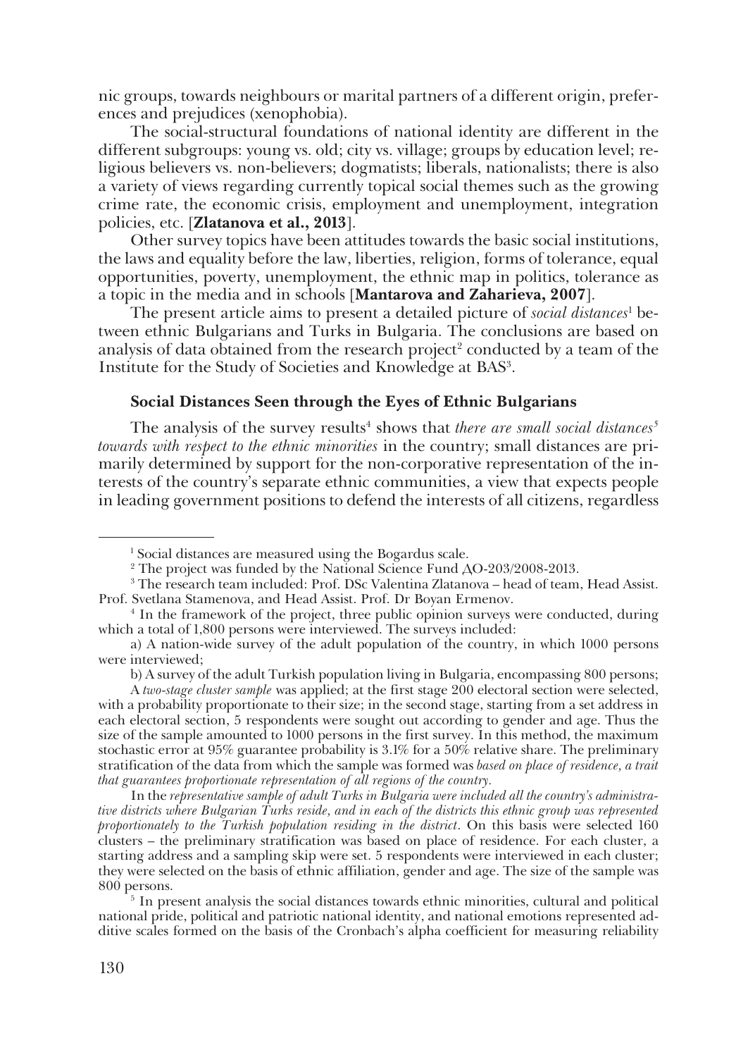nic groups, towards neighbours or marital partners of a different origin, preferences and prejudices (xenophobia).

The social-structural foundations of national identity are different in the different subgroups: young vs. old; city vs. village; groups by education level; religious believers vs. non-believers; dogmatists; liberals, nationalists; there is also a variety of views regarding currently topical social themes such as the growing crime rate, the economic crisis, employment and unemployment, integration policies, etc. [**Zlatanova et al., 2013**].

Other survey topics have been attitudes towards the basic social institutions, the laws and equality before the law, liberties, religion, forms of tolerance, equal opportunities, poverty, unemployment, the ethnic map in politics, tolerance as a topic in the media and in schools [**Mantarova and Zaharieva, 2007**].

The present article aims to present a detailed picture of *social distances*[1] between ethnic Bulgarians and Turks in Bulgaria. The conclusions are based on analysis of data obtained from the research project[2] conducted by a team of the Institute for the Study of Societies and Knowledge at BAS[3].

### Social Distances Seen through the Eyes of Ethnic Bulgarians

The analysis of the survey results[4] shows that *there are small social distances*[5] *towards with respect to the ethnic minorities* in the country; small distances are primarily determined by support for the non-corporative representation of the interests of the country's separate ethnic communities, a view that expects people in leading government positions to defend the interests of all citizens, regardless

---

[1] Social distances are measured using the Bogardus scale.

[2] The project was funded by the National Science Fund ДО-203/2008-2013.

[3] The research team included: Prof. DSc Valentina Zlatanova – head of team, Head Assist. Prof. Svetlana Stamenova, and Head Assist. Prof. Dr Boyan Ermenov.

[4] In the framework of the project, three public opinion surveys were conducted, during which a total of 1,800 persons were interviewed. The surveys included:

a) A nation-wide survey of the adult population of the country, in which 1000 persons were interviewed;

b) A survey of the adult Turkish population living in Bulgaria, encompassing 800 persons;

A *two-stage cluster sample* was applied; at the first stage 200 electoral section were selected, with a probability proportionate to their size; in the second stage, starting from a set address in each electoral section, 5 respondents were sought out according to gender and age. Thus the size of the sample amounted to 1000 persons in the first survey. In this method, the maximum stochastic error at 95% guarantee probability is 3.1% for a 50% relative share. The preliminary stratification of the data from which the sample was formed was *based on place of residence, a trait that guarantees proportionate representation of all regions of the country*.

In the *representative sample of adult Turks in Bulgaria were included all the country's administrative districts where Bulgarian Turks reside, and in each of the districts this ethnic group was represented proportionately to the Turkish population residing in the district*. On this basis were selected 160 clusters – the preliminary stratification was based on place of residence. For each cluster, a starting address and a sampling skip were set. 5 respondents were interviewed in each cluster; they were selected on the basis of ethnic affiliation, gender and age. The size of the sample was 800 persons.

[5] In present analysis the social distances towards ethnic minorities, cultural and political national pride, political and patriotic national identity, and national emotions represented additive scales formed on the basis of the Cronbach's alpha coefficient for measuring reliability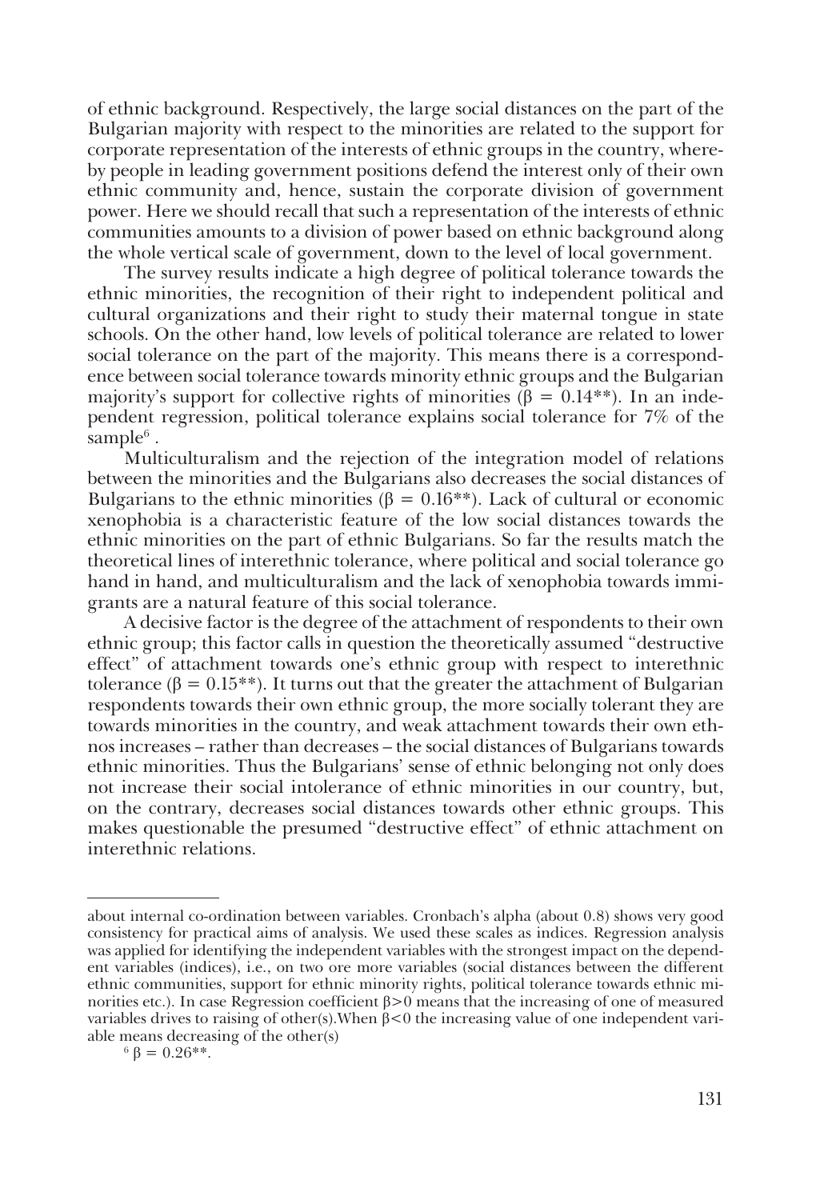of ethnic background. Respectively, the large social distances on the part of the Bulgarian majority with respect to the minorities are related to the support for corporate representation of the interests of ethnic groups in the country, whereby people in leading government positions defend the interest only of their own ethnic community and, hence, sustain the corporate division of government power. Here we should recall that such a representation of the interests of ethnic communities amounts to a division of power based on ethnic background along the whole vertical scale of government, down to the level of local government.

The survey results indicate a high degree of political tolerance towards the ethnic minorities, the recognition of their right to independent political and cultural organizations and their right to study their maternal tongue in state schools. On the other hand, low levels of political tolerance are related to lower social tolerance on the part of the majority. This means there is a correspondence between social tolerance towards minority ethnic groups and the Bulgarian majority's support for collective rights of minorities ($\beta = 0.14$**). In an independent regression, political tolerance explains social tolerance for 7% of the sample[6].

Multiculturalism and the rejection of the integration model of relations between the minorities and the Bulgarians also decreases the social distances of Bulgarians to the ethnic minorities ($\beta = 0.16$**). Lack of cultural or economic xenophobia is a characteristic feature of the low social distances towards the ethnic minorities on the part of ethnic Bulgarians. So far the results match the theoretical lines of interethnic tolerance, where political and social tolerance go hand in hand, and multiculturalism and the lack of xenophobia towards immigrants are a natural feature of this social tolerance.

A decisive factor is the degree of the attachment of respondents to their own ethnic group; this factor calls in question the theoretically assumed "destructive effect" of attachment towards one's ethnic group with respect to interethnic tolerance ($\beta = 0.15$**). It turns out that the greater the attachment of Bulgarian respondents towards their own ethnic group, the more socially tolerant they are towards minorities in the country, and weak attachment towards their own ethnos increases – rather than decreases – the social distances of Bulgarians towards ethnic minorities. Thus the Bulgarians' sense of ethnic belonging not only does not increase their social intolerance of ethnic minorities in our country, but, on the contrary, decreases social distances towards other ethnic groups. This makes questionable the presumed "destructive effect" of ethnic attachment on interethnic relations.

---

about internal co-ordination between variables. Cronbach's alpha (about 0.8) shows very good consistency for practical aims of analysis. We used these scales as indices. Regression analysis was applied for identifying the independent variables with the strongest impact on the dependent variables (indices), i.e., on two ore more variables (social distances between the different ethnic communities, support for ethnic minority rights, political tolerance towards ethnic minorities etc.). In case Regression coefficient $\beta > 0$ means that the increasing of one of measured variables drives to raising of other(s).When $\beta < 0$ the increasing value of one independent variable means decreasing of the other(s)

[6] $\beta = 0.26$**.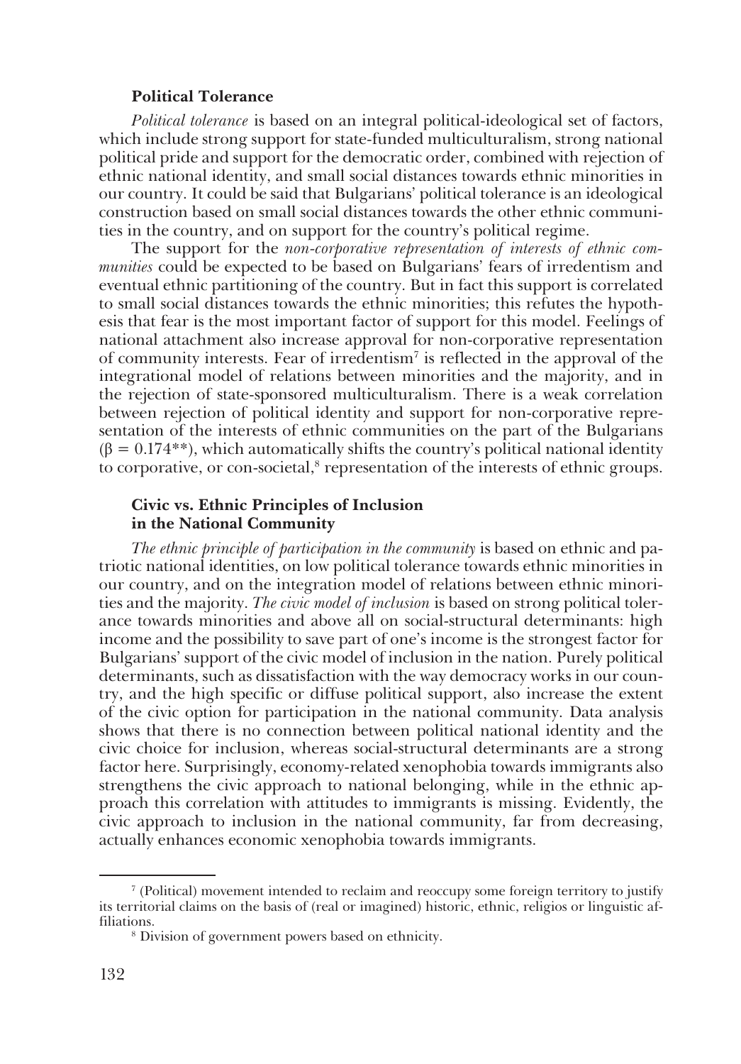### Political Tolerance

*Political tolerance* is based on an integral political-ideological set of factors, which include strong support for state-funded multiculturalism, strong national political pride and support for the democratic order, combined with rejection of ethnic national identity, and small social distances towards ethnic minorities in our country. It could be said that Bulgarians' political tolerance is an ideological construction based on small social distances towards the other ethnic communities in the country, and on support for the country's political regime.

The support for the *non-corporative representation of interests of ethnic communities* could be expected to be based on Bulgarians' fears of irredentism and eventual ethnic partitioning of the country. But in fact this support is correlated to small social distances towards the ethnic minorities; this refutes the hypothesis that fear is the most important factor of support for this model. Feelings of national attachment also increase approval for non-corporative representation of community interests. Fear of irredentism[7] is reflected in the approval of the integrational model of relations between minorities and the majority, and in the rejection of state-sponsored multiculturalism. There is a weak correlation between rejection of political identity and support for non-corporative representation of the interests of ethnic communities on the part of the Bulgarians ($\beta = 0.174^{**}$), which automatically shifts the country's political national identity to corporative, or con-societal,[8] representation of the interests of ethnic groups.

### Civic vs. Ethnic Principles of Inclusion in the National Community

*The ethnic principle of participation in the community* is based on ethnic and patriotic national identities, on low political tolerance towards ethnic minorities in our country, and on the integration model of relations between ethnic minorities and the majority. *The civic model of inclusion* is based on strong political tolerance towards minorities and above all on social-structural determinants: high income and the possibility to save part of one's income is the strongest factor for Bulgarians' support of the civic model of inclusion in the nation. Purely political determinants, such as dissatisfaction with the way democracy works in our country, and the high specific or diffuse political support, also increase the extent of the civic option for participation in the national community. Data analysis shows that there is no connection between political national identity and the civic choice for inclusion, whereas social-structural determinants are a strong factor here. Surprisingly, economy-related xenophobia towards immigrants also strengthens the civic approach to national belonging, while in the ethnic approach this correlation with attitudes to immigrants is missing. Evidently, the civic approach to inclusion in the national community, far from decreasing, actually enhances economic xenophobia towards immigrants.

---

[7] (Political) movement intended to reclaim and reoccupy some foreign territory to justify its territorial claims on the basis of (real or imagined) historic, ethnic, religios or linguistic affiliations.

[8] Division of government powers based on ethnicity.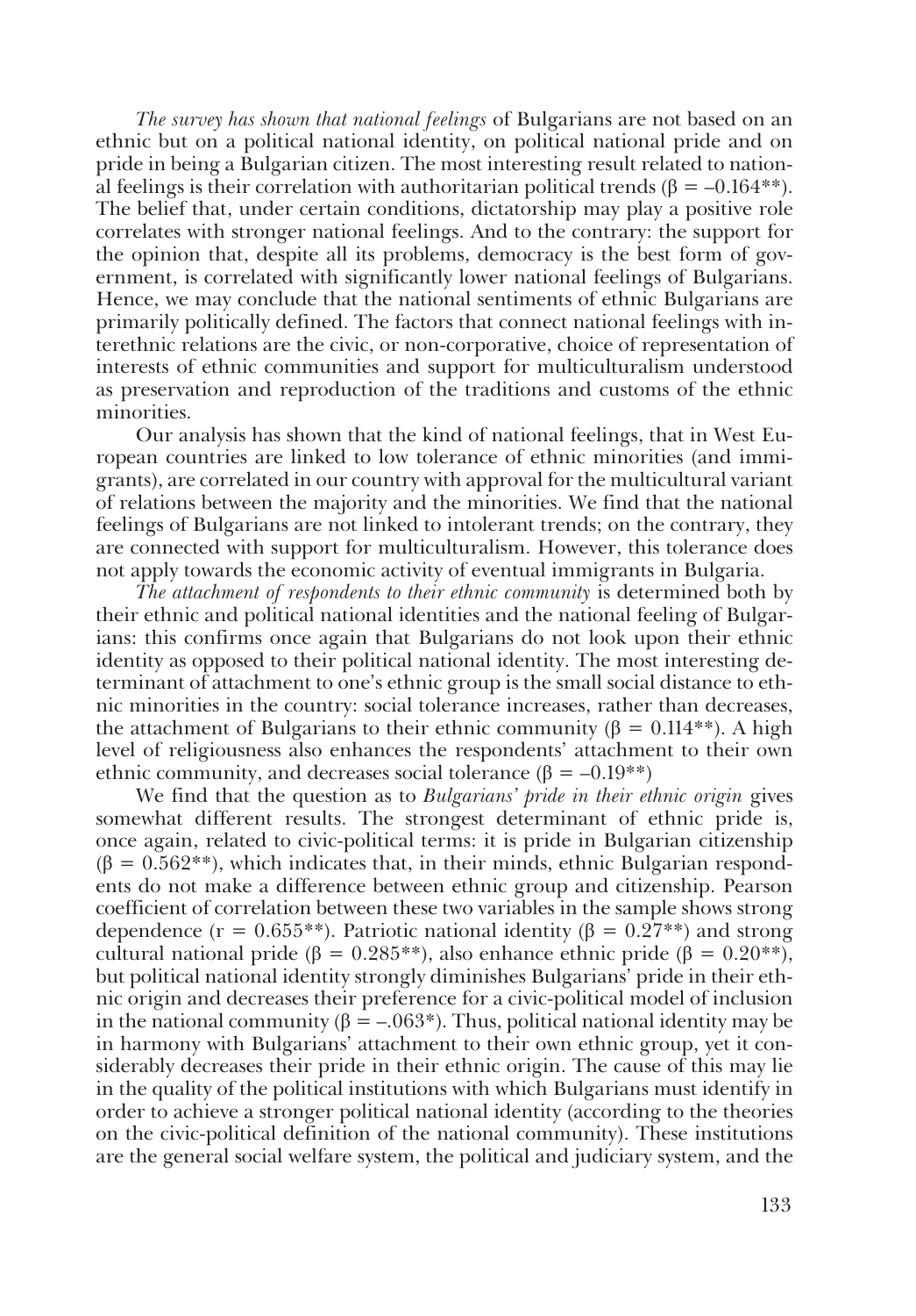*The survey has shown that national feelings* of Bulgarians are not based on an ethnic but on a political national identity, on political national pride and on pride in being a Bulgarian citizen. The most interesting result related to national feelings is their correlation with authoritarian political trends ($\beta = -0.164^{**}$). The belief that, under certain conditions, dictatorship may play a positive role correlates with stronger national feelings. And to the contrary: the support for the opinion that, despite all its problems, democracy is the best form of government, is correlated with significantly lower national feelings of Bulgarians. Hence, we may conclude that the national sentiments of ethnic Bulgarians are primarily politically defined. The factors that connect national feelings with interethnic relations are the civic, or non-corporative, choice of representation of interests of ethnic communities and support for multiculturalism understood as preservation and reproduction of the traditions and customs of the ethnic minorities.

Our analysis has shown that the kind of national feelings, that in West European countries are linked to low tolerance of ethnic minorities (and immigrants), are correlated in our country with approval for the multicultural variant of relations between the majority and the minorities. We find that the national feelings of Bulgarians are not linked to intolerant trends; on the contrary, they are connected with support for multiculturalism. However, this tolerance does not apply towards the economic activity of eventual immigrants in Bulgaria.

*The attachment of respondents to their ethnic community* is determined both by their ethnic and political national identities and the national feeling of Bulgarians: this confirms once again that Bulgarians do not look upon their ethnic identity as opposed to their political national identity. The most interesting determinant of attachment to one's ethnic group is the small social distance to ethnic minorities in the country: social tolerance increases, rather than decreases, the attachment of Bulgarians to their ethnic community ($\beta = 0.114^{**}$). A high level of religiousness also enhances the respondents' attachment to their own ethnic community, and decreases social tolerance ($\beta = -0.19^{**}$)

We find that the question as to *Bulgarians' pride in their ethnic origin* gives somewhat different results. The strongest determinant of ethnic pride is, once again, related to civic-political terms: it is pride in Bulgarian citizenship ($\beta = 0.562^{**}$), which indicates that, in their minds, ethnic Bulgarian respondents do not make a difference between ethnic group and citizenship. Pearson coefficient of correlation between these two variables in the sample shows strong dependence ($r = 0.655^{**}$). Patriotic national identity ($\beta = 0.27^{**}$) and strong cultural national pride ($\beta = 0.285^{**}$), also enhance ethnic pride ($\beta = 0.20^{**}$), but political national identity strongly diminishes Bulgarians' pride in their ethnic origin and decreases their preference for a civic-political model of inclusion in the national community ($\beta = -.063^{*}$). Thus, political national identity may be in harmony with Bulgarians' attachment to their own ethnic group, yet it considerably decreases their pride in their ethnic origin. The cause of this may lie in the quality of the political institutions with which Bulgarians must identify in order to achieve a stronger political national identity (according to the theories on the civic-political definition of the national community). These institutions are the general social welfare system, the political and judiciary system, and the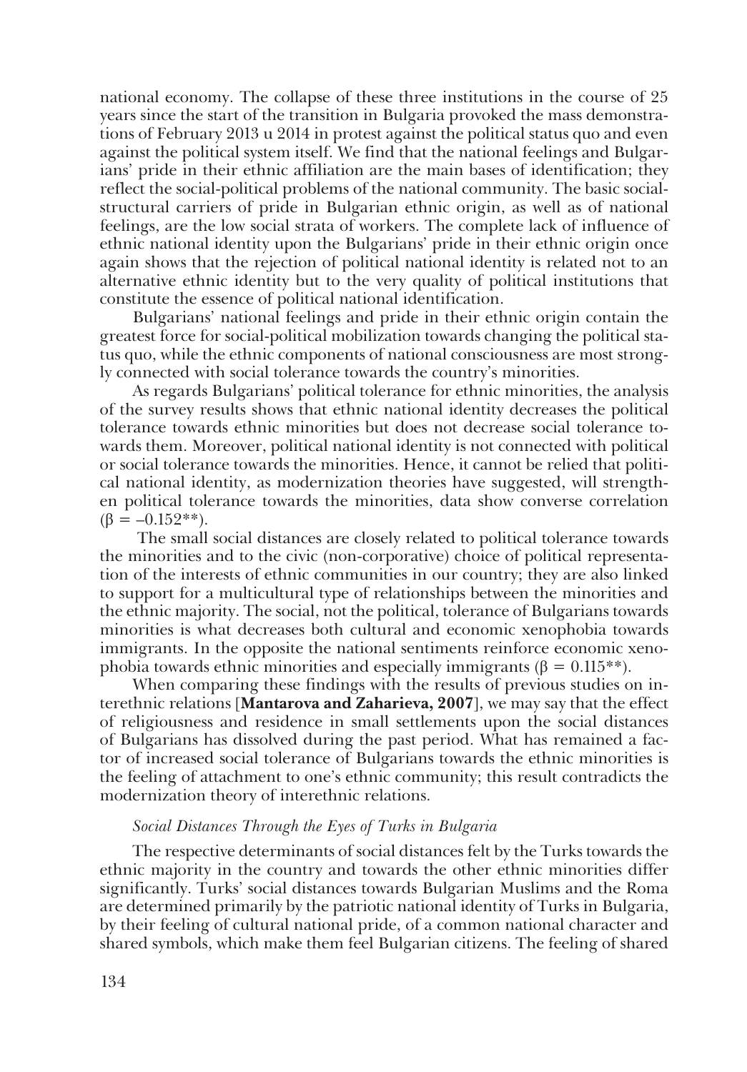national economy. The collapse of these three institutions in the course of 25 years since the start of the transition in Bulgaria provoked the mass demonstrations of February 2013 u 2014 in protest against the political status quo and even against the political system itself. We find that the national feelings and Bulgarians' pride in their ethnic affiliation are the main bases of identification; they reflect the social-political problems of the national community. The basic social-structural carriers of pride in Bulgarian ethnic origin, as well as of national feelings, are the low social strata of workers. The complete lack of influence of ethnic national identity upon the Bulgarians' pride in their ethnic origin once again shows that the rejection of political national identity is related not to an alternative ethnic identity but to the very quality of political institutions that constitute the essence of political national identification.

Bulgarians' national feelings and pride in their ethnic origin contain the greatest force for social-political mobilization towards changing the political status quo, while the ethnic components of national consciousness are most strongly connected with social tolerance towards the country's minorities.

As regards Bulgarians' political tolerance for ethnic minorities, the analysis of the survey results shows that ethnic national identity decreases the political tolerance towards ethnic minorities but does not decrease social tolerance towards them. Moreover, political national identity is not connected with political or social tolerance towards the minorities. Hence, it cannot be relied that political national identity, as modernization theories have suggested, will strengthen political tolerance towards the minorities, data show converse correlation ($\beta = -0.152$**).

The small social distances are closely related to political tolerance towards the minorities and to the civic (non-corporative) choice of political representation of the interests of ethnic communities in our country; they are also linked to support for a multicultural type of relationships between the minorities and the ethnic majority. The social, not the political, tolerance of Bulgarians towards minorities is what decreases both cultural and economic xenophobia towards immigrants. In the opposite the national sentiments reinforce economic xenophobia towards ethnic minorities and especially immigrants ($\beta = 0.115$**).

When comparing these findings with the results of previous studies on interethnic relations [**Mantarova and Zaharieva, 2007**], we may say that the effect of religiousness and residence in small settlements upon the social distances of Bulgarians has dissolved during the past period. What has remained a factor of increased social tolerance of Bulgarians towards the ethnic minorities is the feeling of attachment to one's ethnic community; this result contradicts the modernization theory of interethnic relations.

### *Social Distances Through the Eyes of Turks in Bulgaria*

The respective determinants of social distances felt by the Turks towards the ethnic majority in the country and towards the other ethnic minorities differ significantly. Turks' social distances towards Bulgarian Muslims and the Roma are determined primarily by the patriotic national identity of Turks in Bulgaria, by their feeling of cultural national pride, of a common national character and shared symbols, which make them feel Bulgarian citizens. The feeling of shared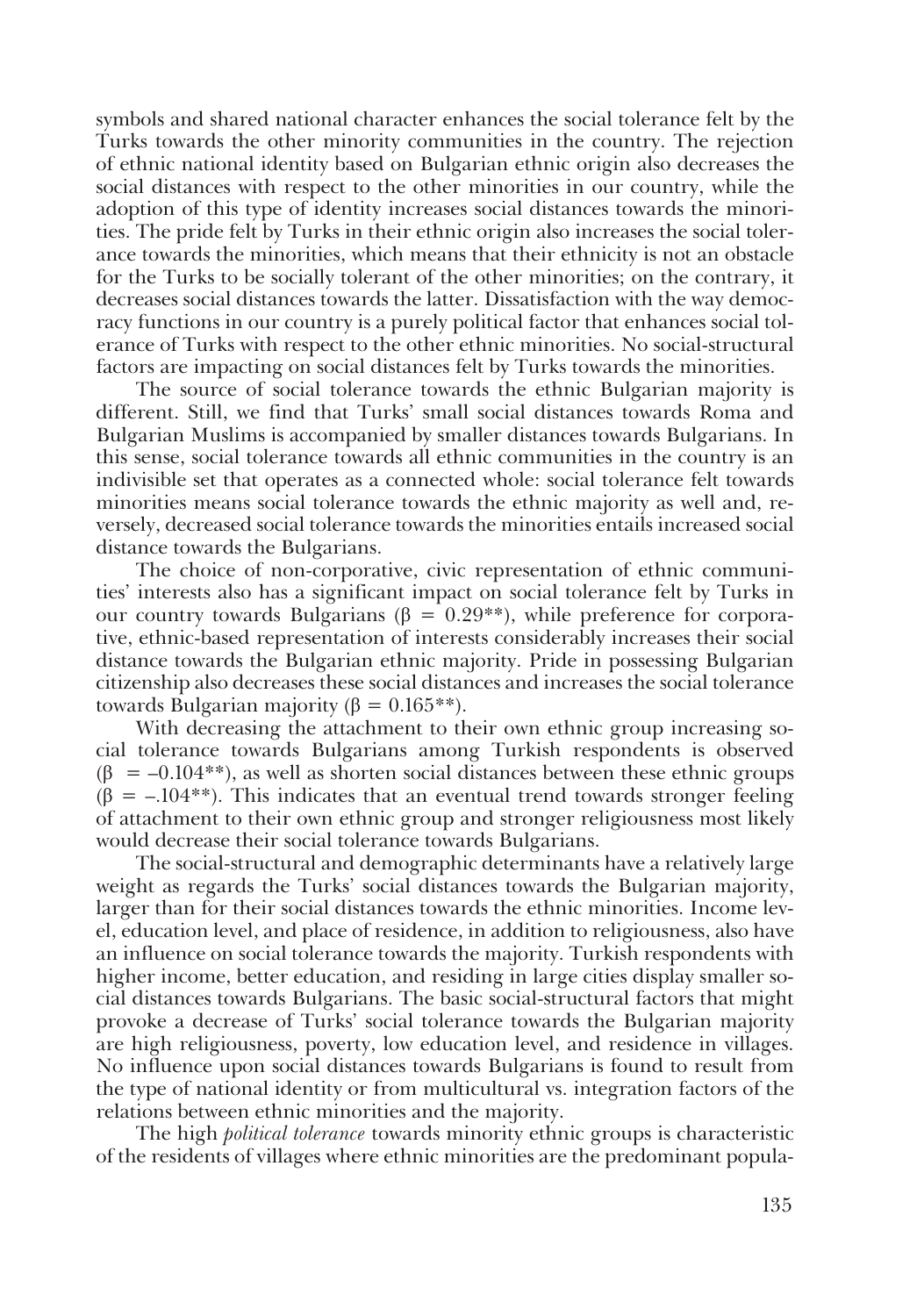symbols and shared national character enhances the social tolerance felt by the Turks towards the other minority communities in the country. The rejection of ethnic national identity based on Bulgarian ethnic origin also decreases the social distances with respect to the other minorities in our country, while the adoption of this type of identity increases social distances towards the minorities. The pride felt by Turks in their ethnic origin also increases the social tolerance towards the minorities, which means that their ethnicity is not an obstacle for the Turks to be socially tolerant of the other minorities; on the contrary, it decreases social distances towards the latter. Dissatisfaction with the way democracy functions in our country is a purely political factor that enhances social tolerance of Turks with respect to the other ethnic minorities. No social-structural factors are impacting on social distances felt by Turks towards the minorities.

The source of social tolerance towards the ethnic Bulgarian majority is different. Still, we find that Turks' small social distances towards Roma and Bulgarian Muslims is accompanied by smaller distances towards Bulgarians. In this sense, social tolerance towards all ethnic communities in the country is an indivisible set that operates as a connected whole: social tolerance felt towards minorities means social tolerance towards the ethnic majority as well and, reversely, decreased social tolerance towards the minorities entails increased social distance towards the Bulgarians.

The choice of non-corporative, civic representation of ethnic communities' interests also has a significant impact on social tolerance felt by Turks in our country towards Bulgarians ($\beta = 0.29^{**}$), while preference for corporative, ethnic-based representation of interests considerably increases their social distance towards the Bulgarian ethnic majority. Pride in possessing Bulgarian citizenship also decreases these social distances and increases the social tolerance towards Bulgarian majority ($\beta = 0.165^{**}$).

With decreasing the attachment to their own ethnic group increasing social tolerance towards Bulgarians among Turkish respondents is observed ($\beta = -0.104^{**}$), as well as shorten social distances between these ethnic groups ($\beta = -.104^{**}$). This indicates that an eventual trend towards stronger feeling of attachment to their own ethnic group and stronger religiousness most likely would decrease their social tolerance towards Bulgarians.

The social-structural and demographic determinants have a relatively large weight as regards the Turks' social distances towards the Bulgarian majority, larger than for their social distances towards the ethnic minorities. Income level, education level, and place of residence, in addition to religiousness, also have an influence on social tolerance towards the majority. Turkish respondents with higher income, better education, and residing in large cities display smaller social distances towards Bulgarians. The basic social-structural factors that might provoke a decrease of Turks' social tolerance towards the Bulgarian majority are high religiousness, poverty, low education level, and residence in villages. No influence upon social distances towards Bulgarians is found to result from the type of national identity or from multicultural vs. integration factors of the relations between ethnic minorities and the majority.

The high *political tolerance* towards minority ethnic groups is characteristic of the residents of villages where ethnic minorities are the predominant popula-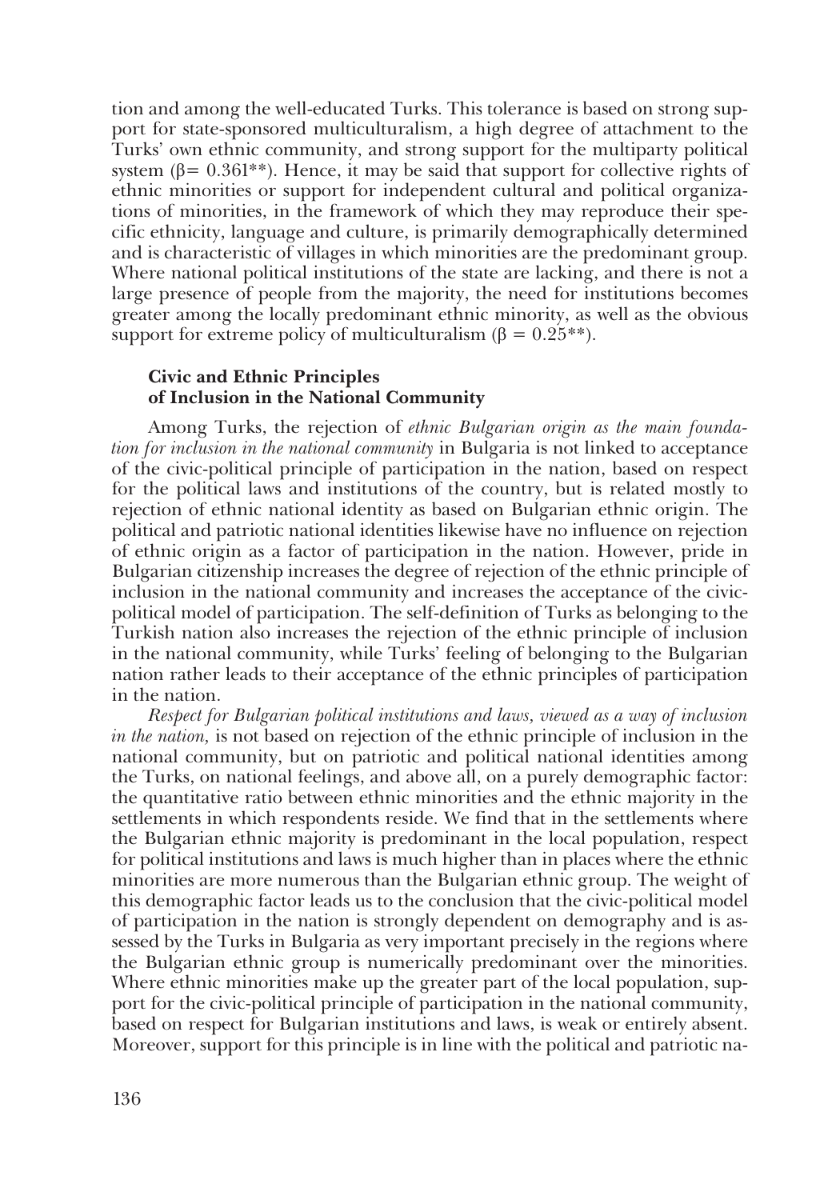tion and among the well-educated Turks. This tolerance is based on strong support for state-sponsored multiculturalism, a high degree of attachment to the Turks' own ethnic community, and strong support for the multiparty political system ($\beta = 0.361^{**}$). Hence, it may be said that support for collective rights of ethnic minorities or support for independent cultural and political organizations of minorities, in the framework of which they may reproduce their specific ethnicity, language and culture, is primarily demographically determined and is characteristic of villages in which minorities are the predominant group. Where national political institutions of the state are lacking, and there is not a large presence of people from the majority, the need for institutions becomes greater among the locally predominant ethnic minority, as well as the obvious support for extreme policy of multiculturalism ($\beta = 0.25^{**}$).

### Civic and Ethnic Principles of Inclusion in the National Community

Among Turks, the rejection of *ethnic Bulgarian origin as the main foundation for inclusion in the national community* in Bulgaria is not linked to acceptance of the civic-political principle of participation in the nation, based on respect for the political laws and institutions of the country, but is related mostly to rejection of ethnic national identity as based on Bulgarian ethnic origin. The political and patriotic national identities likewise have no influence on rejection of ethnic origin as a factor of participation in the nation. However, pride in Bulgarian citizenship increases the degree of rejection of the ethnic principle of inclusion in the national community and increases the acceptance of the civic-political model of participation. The self-definition of Turks as belonging to the Turkish nation also increases the rejection of the ethnic principle of inclusion in the national community, while Turks' feeling of belonging to the Bulgarian nation rather leads to their acceptance of the ethnic principles of participation in the nation.

*Respect for Bulgarian political institutions and laws, viewed as a way of inclusion in the nation,* is not based on rejection of the ethnic principle of inclusion in the national community, but on patriotic and political national identities among the Turks, on national feelings, and above all, on a purely demographic factor: the quantitative ratio between ethnic minorities and the ethnic majority in the settlements in which respondents reside. We find that in the settlements where the Bulgarian ethnic majority is predominant in the local population, respect for political institutions and laws is much higher than in places where the ethnic minorities are more numerous than the Bulgarian ethnic group. The weight of this demographic factor leads us to the conclusion that the civic-political model of participation in the nation is strongly dependent on demography and is assessed by the Turks in Bulgaria as very important precisely in the regions where the Bulgarian ethnic group is numerically predominant over the minorities. Where ethnic minorities make up the greater part of the local population, support for the civic-political principle of participation in the national community, based on respect for Bulgarian institutions and laws, is weak or entirely absent. Moreover, support for this principle is in line with the political and patriotic na-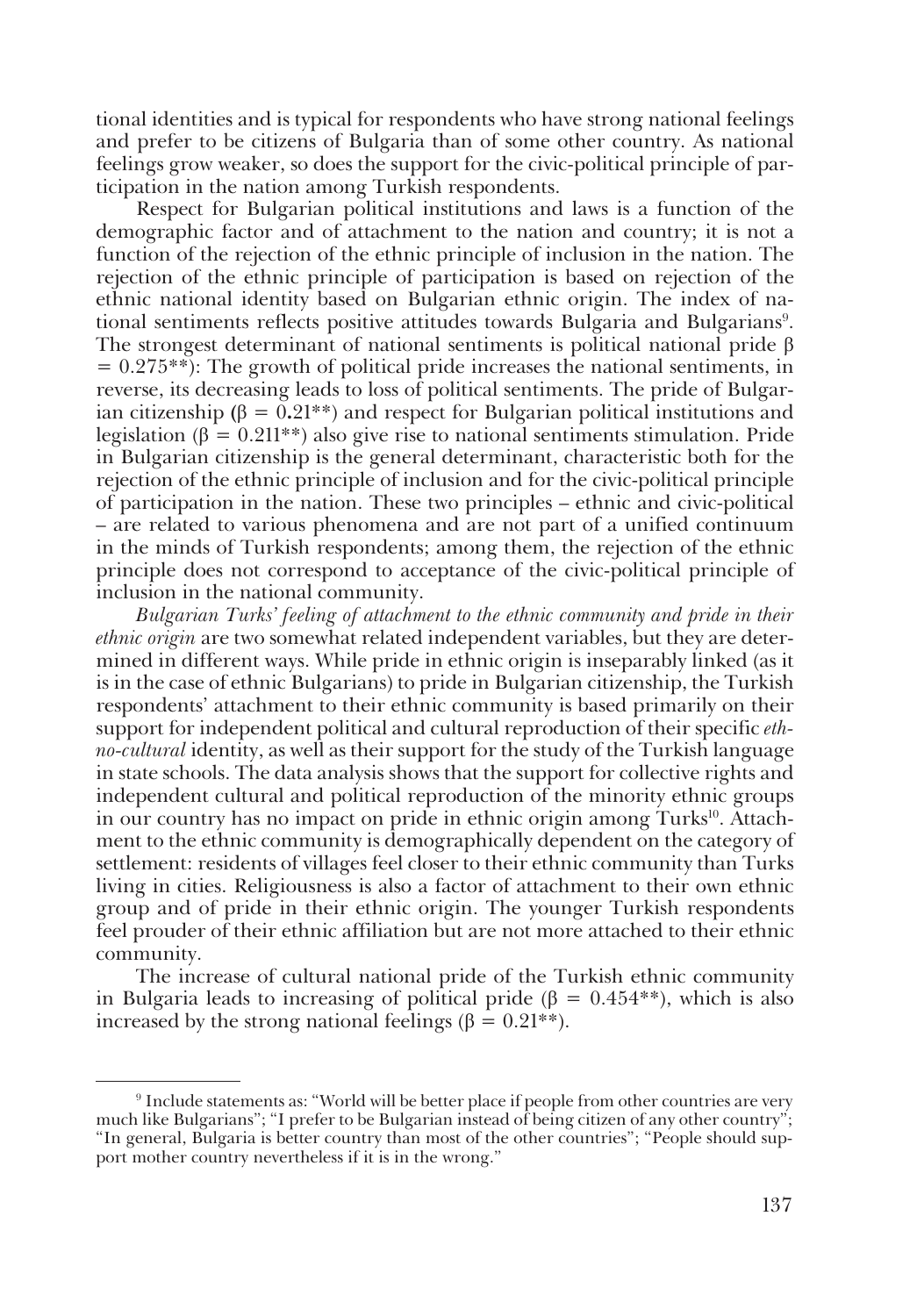tional identities and is typical for respondents who have strong national feelings and prefer to be citizens of Bulgaria than of some other country. As national feelings grow weaker, so does the support for the civic-political principle of participation in the nation among Turkish respondents.

Respect for Bulgarian political institutions and laws is a function of the demographic factor and of attachment to the nation and country; it is not a function of the rejection of the ethnic principle of inclusion in the nation. The rejection of the ethnic principle of participation is based on rejection of the ethnic national identity based on Bulgarian ethnic origin. The index of national sentiments reflects positive attitudes towards Bulgaria and Bulgarians[9]. The strongest determinant of national sentiments is political national pride $\beta = 0.275^{**}$): The growth of political pride increases the national sentiments, in reverse, its decreasing leads to loss of political sentiments. The pride of Bulgarian citizenship ($\beta = 0.21^{**}$) and respect for Bulgarian political institutions and legislation ($\beta = 0.211^{**}$) also give rise to national sentiments stimulation. Pride in Bulgarian citizenship is the general determinant, characteristic both for the rejection of the ethnic principle of inclusion and for the civic-political principle of participation in the nation. These two principles – ethnic and civic-political – are related to various phenomena and are not part of a unified continuum in the minds of Turkish respondents; among them, the rejection of the ethnic principle does not correspond to acceptance of the civic-political principle of inclusion in the national community.

*Bulgarian Turks' feeling of attachment to the ethnic community and pride in their ethnic origin* are two somewhat related independent variables, but they are determined in different ways. While pride in ethnic origin is inseparably linked (as it is in the case of ethnic Bulgarians) to pride in Bulgarian citizenship, the Turkish respondents' attachment to their ethnic community is based primarily on their support for independent political and cultural reproduction of their specific *ethno-cultural* identity, as well as their support for the study of the Turkish language in state schools. The data analysis shows that the support for collective rights and independent cultural and political reproduction of the minority ethnic groups in our country has no impact on pride in ethnic origin among Turks[10]. Attachment to the ethnic community is demographically dependent on the category of settlement: residents of villages feel closer to their ethnic community than Turks living in cities. Religiousness is also a factor of attachment to their own ethnic group and of pride in their ethnic origin. The younger Turkish respondents feel prouder of their ethnic affiliation but are not more attached to their ethnic community.

The increase of cultural national pride of the Turkish ethnic community in Bulgaria leads to increasing of political pride ($\beta = 0.454^{**}$), which is also increased by the strong national feelings ($\beta = 0.21^{**}$).

---

[9] Include statements as: "World will be better place if people from other countries are very much like Bulgarians"; "I prefer to be Bulgarian instead of being citizen of any other country"; "In general, Bulgaria is better country than most of the other countries"; "People should support mother country nevertheless if it is in the wrong."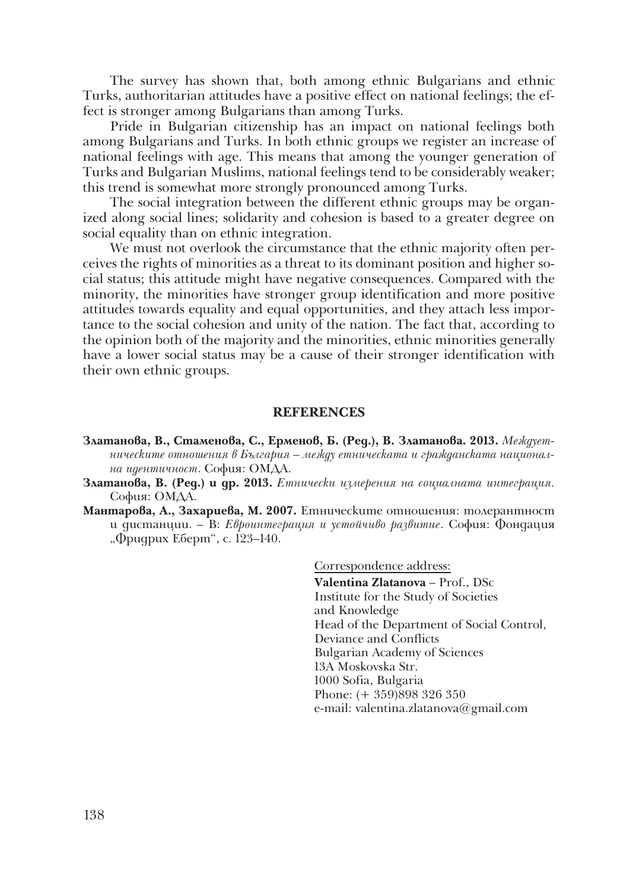The survey has shown that, both among ethnic Bulgarians and ethnic Turks, authoritarian attitudes have a positive effect on national feelings; the effect is stronger among Bulgarians than among Turks.

Pride in Bulgarian citizenship has an impact on national feelings both among Bulgarians and Turks. In both ethnic groups we register an increase of national feelings with age. This means that among the younger generation of Turks and Bulgarian Muslims, national feelings tend to be considerably weaker; this trend is somewhat more strongly pronounced among Turks.

The social integration between the different ethnic groups may be organized along social lines; solidarity and cohesion is based to a greater degree on social equality than on ethnic integration.

We must not overlook the circumstance that the ethnic majority often perceives the rights of minorities as a threat to its dominant position and higher social status; this attitude might have negative consequences. Compared with the minority, the minorities have stronger group identification and more positive attitudes towards equality and equal opportunities, and they attach less importance to the social cohesion and unity of the nation. The fact that, according to the opinion both of the majority and the minorities, ethnic minorities generally have a lower social status may be a cause of their stronger identification with their own ethnic groups.

## REFERENCES

**Златанова, В., Стаменова, С., Ерменов, Б. (Ред.), В. Златанова. 2013.** *Междуетническите отношения в България – между етническата и гражданската национална идентичност*. София: ОМДА.

**Златанова, В. (Ред.) и др. 2013.** *Етнически измерения на социалната интеграция*. София: ОМДА.

**Мантарова, А., Захариева, М. 2007.** Етническите отношения: толерантност и дистанции. – В: *Евроинтеграция и устойчиво развитие*. София: Фондация „Фридрих Еберт", с. 123–140.

Correspondence address:

**Valentina Zlatanova** – Prof., DSc
Institute for the Study of Societies and Knowledge
Head of the Department of Social Control, Deviance and Conflicts
Bulgarian Academy of Sciences
13A Moskovska Str.
1000 Sofia, Bulgaria
Phone: (+ 359)898 326 350
e-mail: valentina.zlatanova@gmail.com